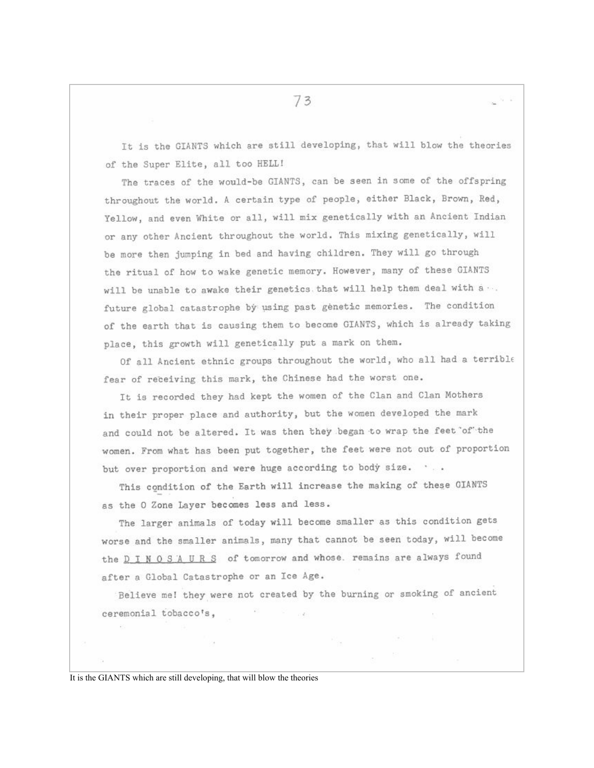It is the GIANTS which are still developing, that will blow the theories of the Super Elite, all too HELL!

The traces of the would-be GIANTS, can be seen in some of the offspring throughout the world. A certain type of people, either Black, Brown, Red, Yellow, and even White or all, will mix genetically with an Ancient Indian or any other Ancient throughout the world. This mixing genetically, will be more then jumping in bed and having children. They will go through the ritual of how to wake genetic memory. However, many of these GIANTS will be unable to awake their genetics that will help them deal with a future global catastrophe by using past genetic memories. The condition of the earth that is causing them to become GIANTS, which is already taking place, this growth will genetically put a mark on them.

Of all Ancient ethnic groups throughout the world, who all had a terrible fear of receiving this mark, the Chinese had the worst one.

It is recorded they had kept the women of the Clan and Clan Mothers in their proper place and authority, but the women developed the mark and could not be altered. It was then they began to wrap the feet of the women. From what has been put together, the feet were not out of proportion but over proportion and were huge according to body size.

This condition of the Earth will increase the making of these GIANTS as the O Zone Layer becomes less and less.

The larger animals of today will become smaller as this condition gets worse and the smaller animals, many that cannot be seen today, will become the D I N O S A U R S of tomorrow and whose remains are always found after a Global Catastrophe or an Ice Age.

Believe me! they were not created by the burning or smoking of ancient ceremonial tobacco's,

It is the GIANTS which are still developing, that will blow the theories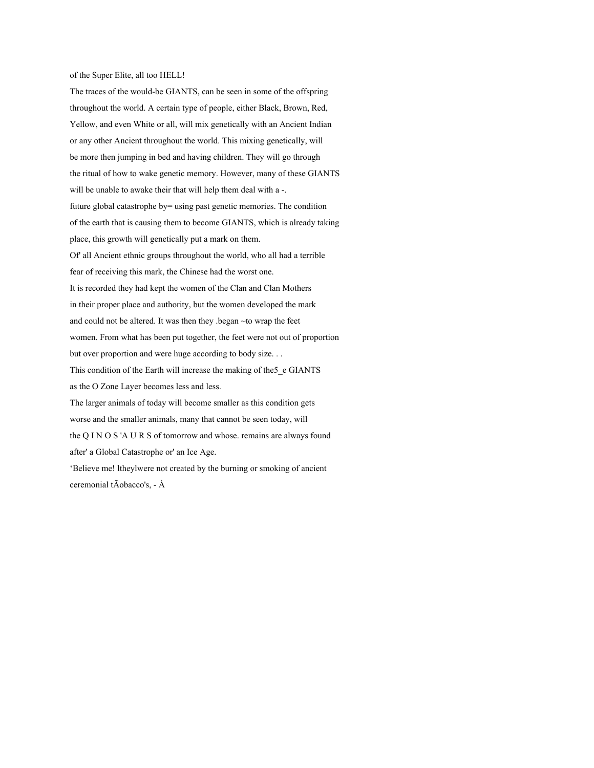of the Super Elite, all too HELL!

The traces of the would-be GIANTS, can be seen in some of the offspring throughout the world. A certain type of people, either Black, Brown, Red, Yellow, and even White or all, will mix genetically with an Ancient Indian or any other Ancient throughout the world. This mixing genetically, will be more then jumping in bed and having children. They will go through the ritual of how to wake genetic memory. However, many of these GIANTS will be unable to awake their that will help them deal with a -. future global catastrophe by= using past genetic memories. The condition of the earth that is causing them to become GIANTS, which is already taking place, this growth will genetically put a mark on them.

Of' all Ancient ethnic groups throughout the world, who all had a terrible fear of receiving this mark, the Chinese had the worst one.

It is recorded they had kept the women of the Clan and Clan Mothers in their proper place and authority, but the women developed the mark and could not be altered. It was then they .began ~to wrap the feet women. From what has been put together, the feet were not out of proportion but over proportion and were huge according to body size. . .

This condition of the Earth will increase the making of the5_e GIANTS as the O Zone Layer becomes less and less.

The larger animals of today will become smaller as this condition gets worse and the smaller animals, many that cannot be seen today, will the Q I N O S 'A U R S of tomorrow and whose. remains are always found after' a Global Catastrophe or' an Ice Age.

'Believe me! ltheylwere not created by the burning or smoking of ancient ceremonial tÃobacco's, - À